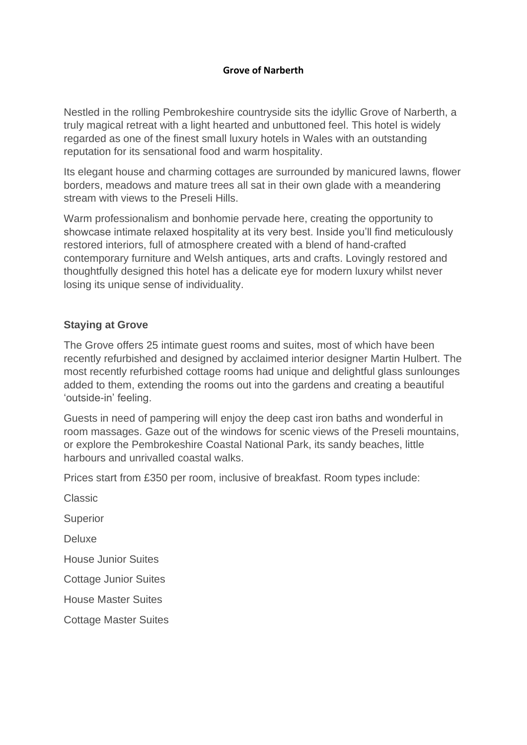# Grove of Narberth

Nestled in the rolling Pembrokeshire countryside sits the idyllic Grove of Narberth, a truly magical retreat with a light hearted and unbuttoned feel. This hotel is widely regarded as one of the finest small luxury hotels in Wales with an outstanding reputation for its sensational food and warm hospitality.

Its elegant house and charming cottages are surrounded by manicured lawns, flower borders, meadows and mature trees all sat in their own glade with a meandering stream with views to the Preseli Hills.

Warm professionalism and bonhomie pervade here, creating the opportunity to showcase intimate relaxed hospitality at its very best. Inside you'll find meticulously restored interiors, full of atmosphere created with a blend of hand-crafted contemporary furniture and Welsh antiques, arts and crafts. Lovingly restored and thoughtfully designed this hotel has a delicate eye for modern luxury whilst never losing its unique sense of individuality.

## Staying at Grove

The Grove offers 25 intimate guest rooms and suites, most of which have been recently refurbished and designed by acclaimed interior designer Martin Hulbert. The most recently refurbished cottage rooms had unique and delightful glass sunlounges added to them, extending the rooms out into the gardens and creating a beautiful 'outside-in' feeling.

Guests in need of pampering will enjoy the deep cast iron baths and wonderful in room massages. Gaze out of the windows for scenic views of the Preseli mountains, or explore the Pembrokeshire Coastal National Park, its sandy beaches, little harbours and unrivalled coastal walks.

Prices start from £350 per room, inclusive of breakfast. Room types include:

Classic

Superior

Deluxe

House Junior Suites

Cottage Junior Suites

House Master Suites

Cottage Master Suites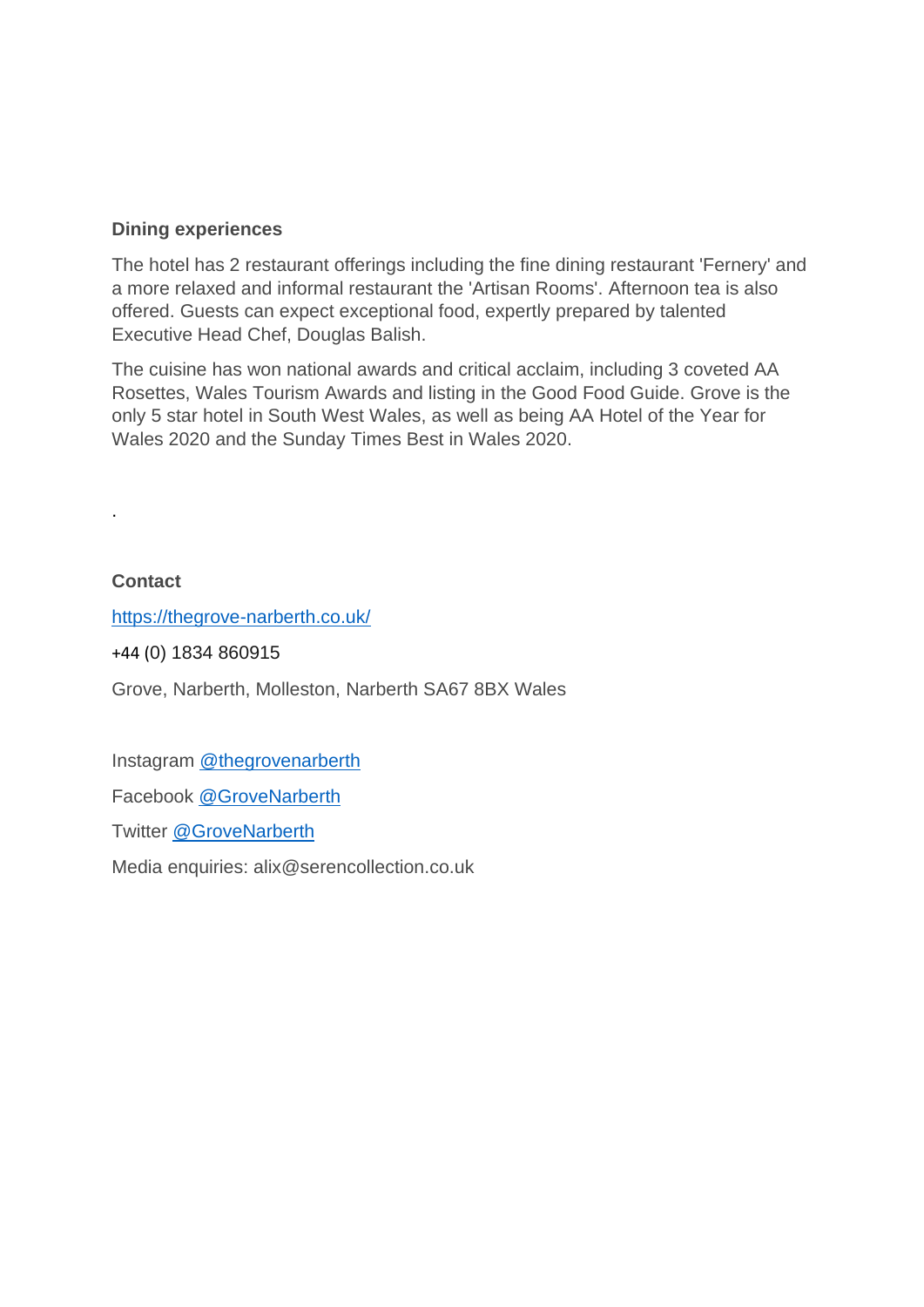**Dining experiences**

The hotel has 2 restaurant offerings including the fine dining restaurant 'Fernery' and a more relaxed and informal restaurant the 'Artisan Rooms'. Afternoon tea is also offered. Guests can expect exceptional food, expertly prepared by talented Executive Head Chef, Douglas Balish.

The cuisine has won national awards and critical acclaim, including 3 coveted AA Rosettes, Wales Tourism Awards and listing in the Good Food Guide. Grove is the only 5 star hotel in South West Wales, as well as being AA Hotel of the Year for Wales 2020 and the Sunday Times Best in Wales 2020.

.

**Contact**

https://thegrove-narberth.co.uk/

+44 (0) 1834 860915

Grove, Narberth, Molleston, Narberth SA67 8BX Wales

Instagram @thegrovenarberth

Facebook @GroveNarberth

Twitter @GroveNarberth

Media enquiries: alix@serencollection.co.uk